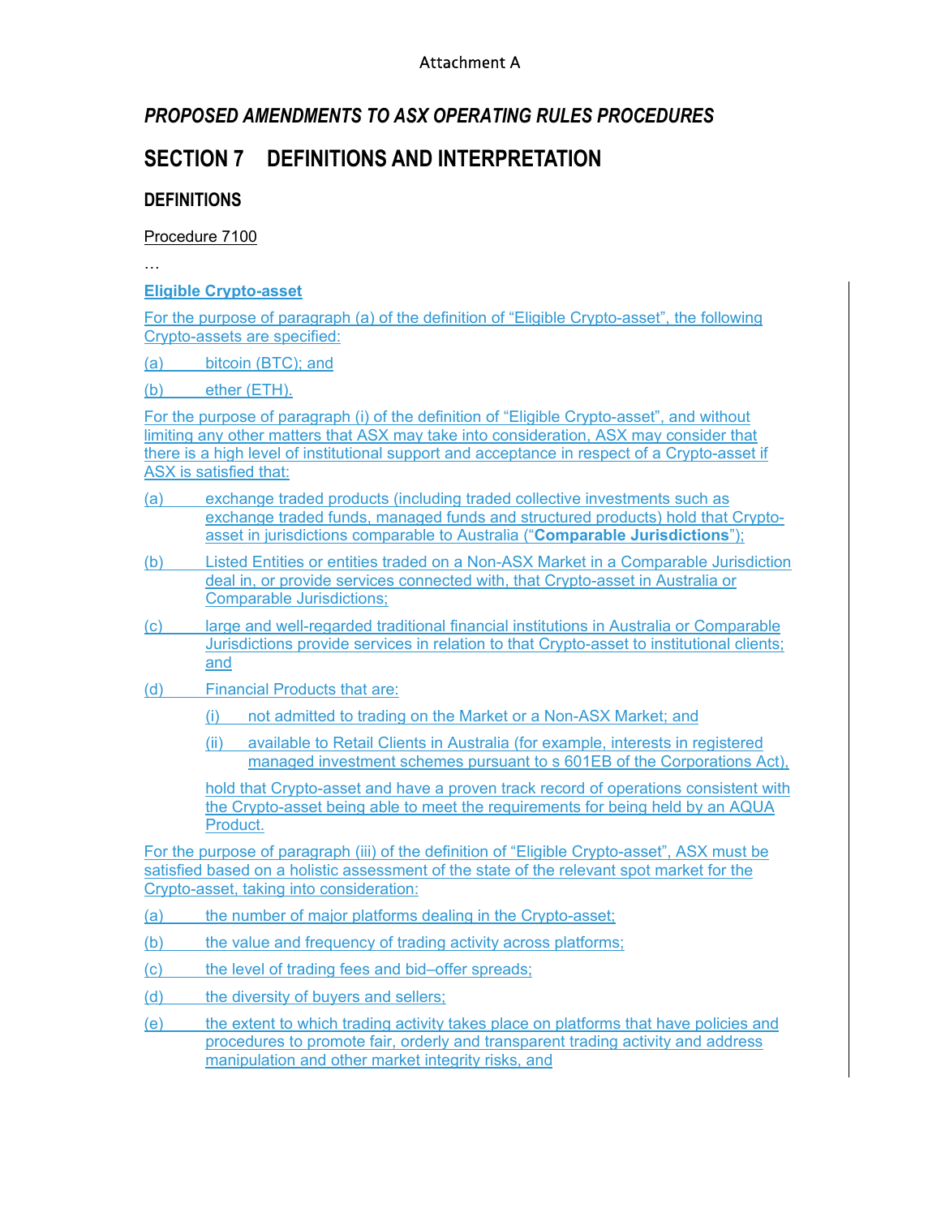Attachment A

## *PROPOSED AMENDMENTS TO ASX OPERATING RULES PROCEDURES*

# SECTION 7 DEFINITIONS AND INTERPRETATION

### DEFINITIONS

Procedure 7100

…

**Eligible Crypto-asset**

For the purpose of paragraph (a) of the definition of "Eligible Crypto-asset", the following Crypto-assets are specified:

(a) bitcoin (BTC); and

(b) ether (ETH).

For the purpose of paragraph (i) of the definition of "Eligible Crypto-asset", and without limiting any other matters that ASX may take into consideration, ASX may consider that there is a high level of institutional support and acceptance in respect of a Crypto-asset if ASX is satisfied that:

(a) exchange traded products (including traded collective investments such as exchange traded funds, managed funds and structured products) hold that Crypto-asset in jurisdictions comparable to Australia ("**Comparable Jurisdictions**");

(b) Listed Entities or entities traded on a Non-ASX Market in a Comparable Jurisdiction deal in, or provide services connected with, that Crypto-asset in Australia or Comparable Jurisdictions;

(c) large and well-regarded traditional financial institutions in Australia or Comparable Jurisdictions provide services in relation to that Crypto-asset to institutional clients; and

(d) Financial Products that are:

   (i) not admitted to trading on the Market or a Non-ASX Market; and

   (ii) available to Retail Clients in Australia (for example, interests in registered managed investment schemes pursuant to s 601EB of the Corporations Act),

   hold that Crypto-asset and have a proven track record of operations consistent with the Crypto-asset being able to meet the requirements for being held by an AQUA Product.

For the purpose of paragraph (iii) of the definition of "Eligible Crypto-asset", ASX must be satisfied based on a holistic assessment of the state of the relevant spot market for the Crypto-asset, taking into consideration:

(a) the number of major platforms dealing in the Crypto-asset;

(b) the value and frequency of trading activity across platforms;

(c) the level of trading fees and bid–offer spreads;

(d) the diversity of buyers and sellers;

(e) the extent to which trading activity takes place on platforms that have policies and procedures to promote fair, orderly and transparent trading activity and address manipulation and other market integrity risks, and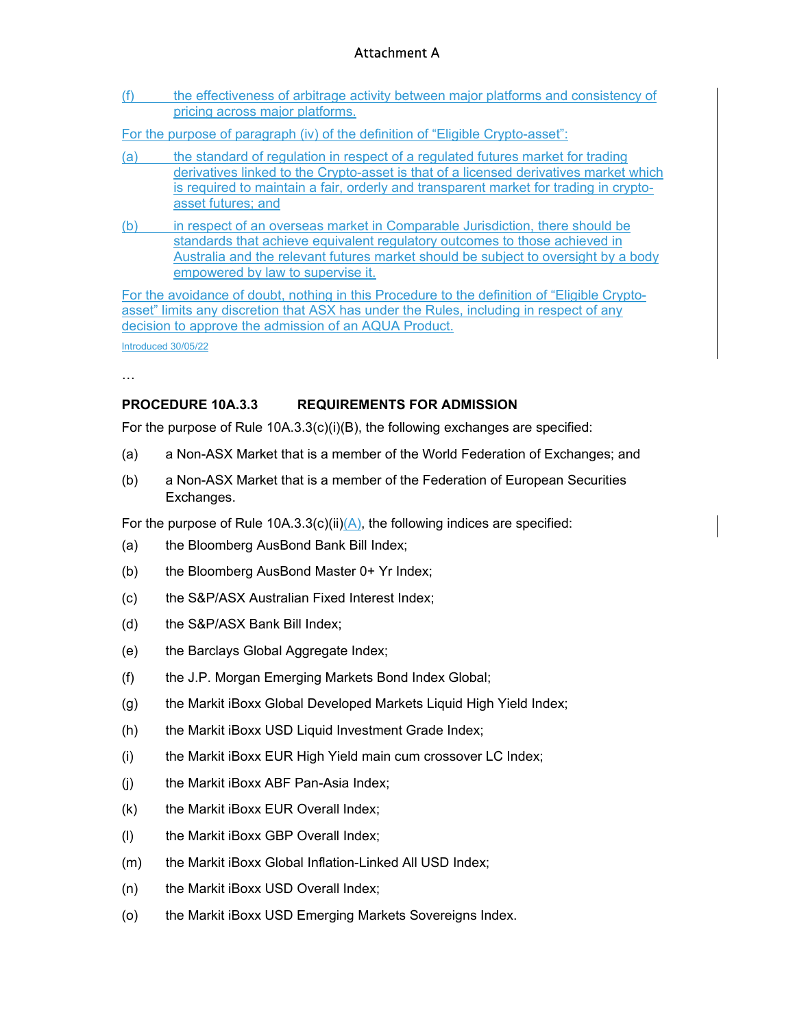(f) the effectiveness of arbitrage activity between major platforms and consistency of pricing across major platforms.

For the purpose of paragraph (iv) of the definition of "Eligible Crypto-asset":

(a) the standard of regulation in respect of a regulated futures market for trading derivatives linked to the Crypto-asset is that of a licensed derivatives market which is required to maintain a fair, orderly and transparent market for trading in crypto-asset futures; and

(b) in respect of an overseas market in Comparable Jurisdiction, there should be standards that achieve equivalent regulatory outcomes to those achieved in Australia and the relevant futures market should be subject to oversight by a body empowered by law to supervise it.

For the avoidance of doubt, nothing in this Procedure to the definition of "Eligible Crypto-asset" limits any discretion that ASX has under the Rules, including in respect of any decision to approve the admission of an AQUA Product.

Introduced 30/05/22

…

### PROCEDURE 10A.3.3 REQUIREMENTS FOR ADMISSION

For the purpose of Rule 10A.3.3(c)(i)(B), the following exchanges are specified:

(a) a Non-ASX Market that is a member of the World Federation of Exchanges; and

(b) a Non-ASX Market that is a member of the Federation of European Securities Exchanges.

For the purpose of Rule 10A.3.3(c)(ii)(A), the following indices are specified:

(a) the Bloomberg AusBond Bank Bill Index;

(b) the Bloomberg AusBond Master 0+ Yr Index;

(c) the S&P/ASX Australian Fixed Interest Index;

(d) the S&P/ASX Bank Bill Index;

(e) the Barclays Global Aggregate Index;

(f) the J.P. Morgan Emerging Markets Bond Index Global;

(g) the Markit iBoxx Global Developed Markets Liquid High Yield Index;

(h) the Markit iBoxx USD Liquid Investment Grade Index;

(i) the Markit iBoxx EUR High Yield main cum crossover LC Index;

(j) the Markit iBoxx ABF Pan-Asia Index;

(k) the Markit iBoxx EUR Overall Index;

(l) the Markit iBoxx GBP Overall Index;

(m) the Markit iBoxx Global Inflation-Linked All USD Index;

(n) the Markit iBoxx USD Overall Index;

(o) the Markit iBoxx USD Emerging Markets Sovereigns Index.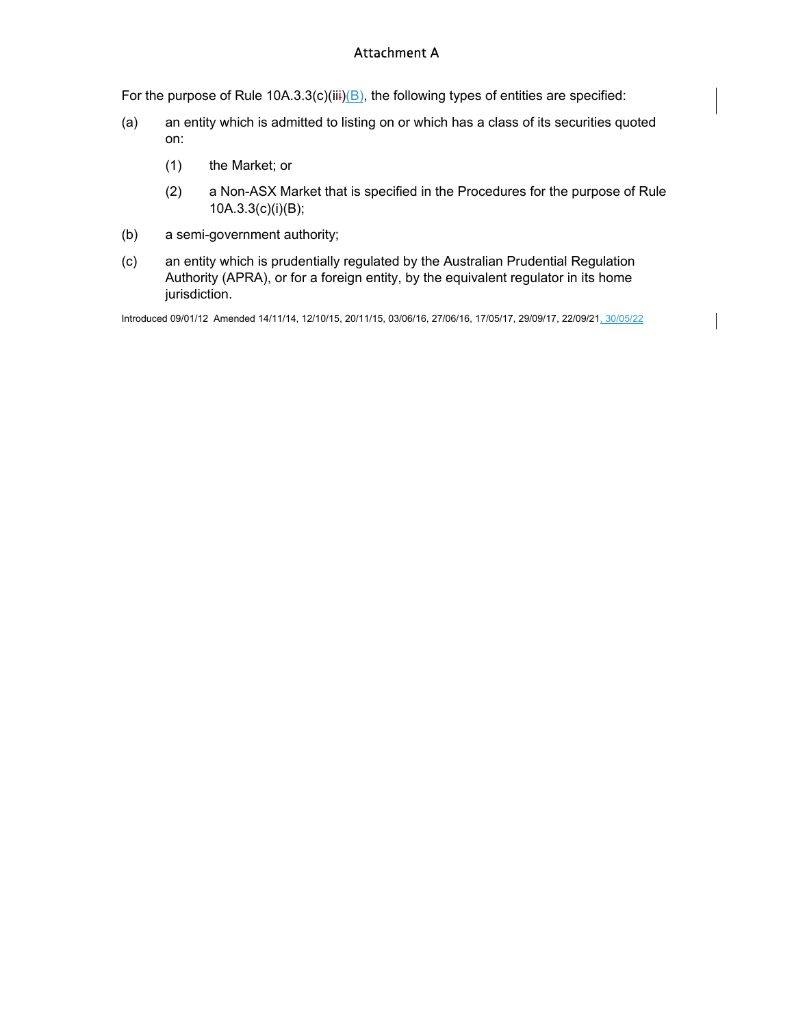# Attachment A

For the purpose of Rule 10A.3.3(c)(iii)(B), the following types of entities are specified:

(a) an entity which is admitted to listing on or which has a class of its securities quoted on:

  (1) the Market; or

  (2) a Non-ASX Market that is specified in the Procedures for the purpose of Rule 10A.3.3(c)(i)(B);

(b) a semi-government authority;

(c) an entity which is prudentially regulated by the Australian Prudential Regulation Authority (APRA), or for a foreign entity, by the equivalent regulator in its home jurisdiction.

Introduced 09/01/12 Amended 14/11/14, 12/10/15, 20/11/15, 03/06/16, 27/06/16, 17/05/17, 29/09/17, 22/09/21, 30/05/22